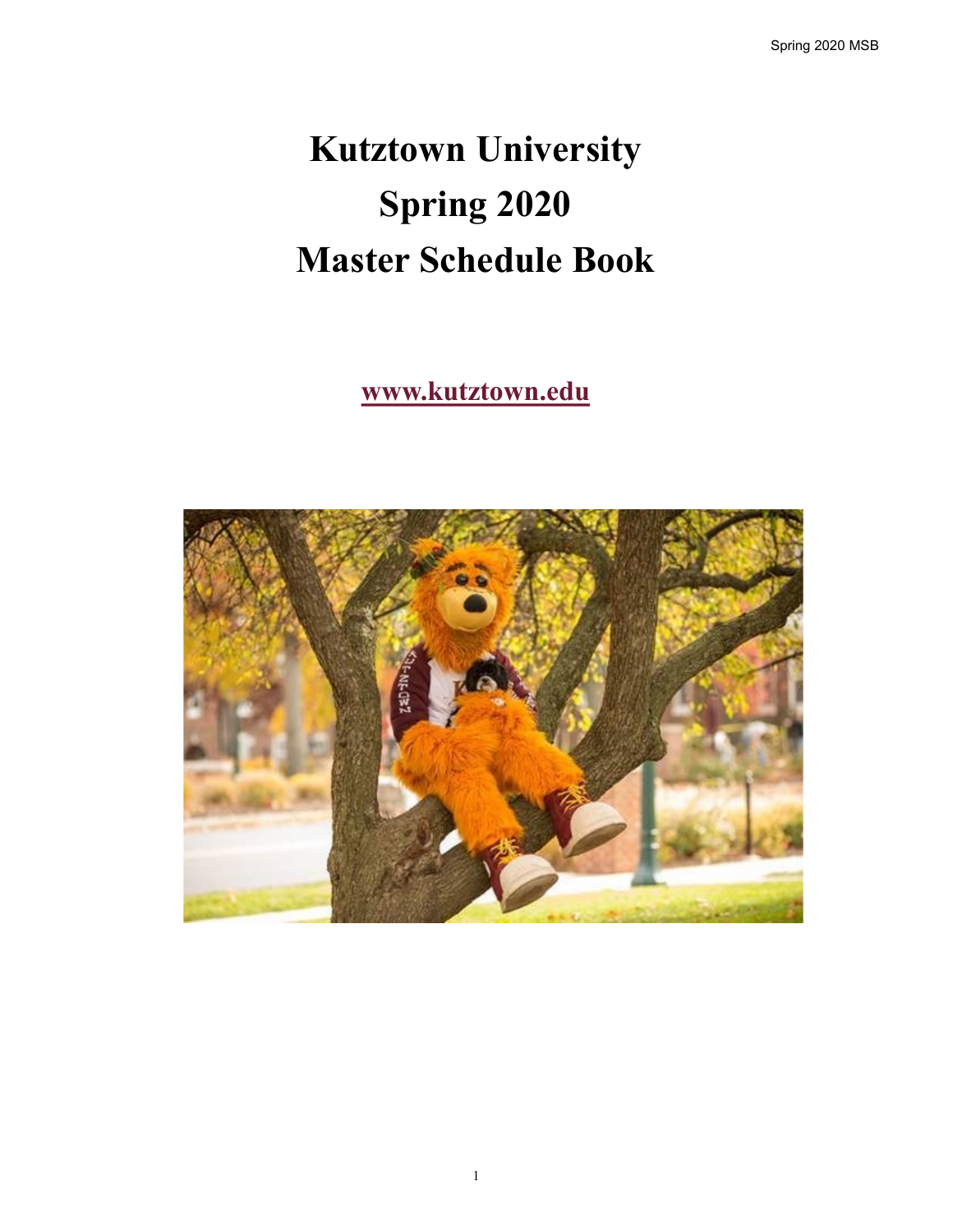# Kutztown University

# Spring 2020

# Master Schedule Book

**www.kutztown.edu**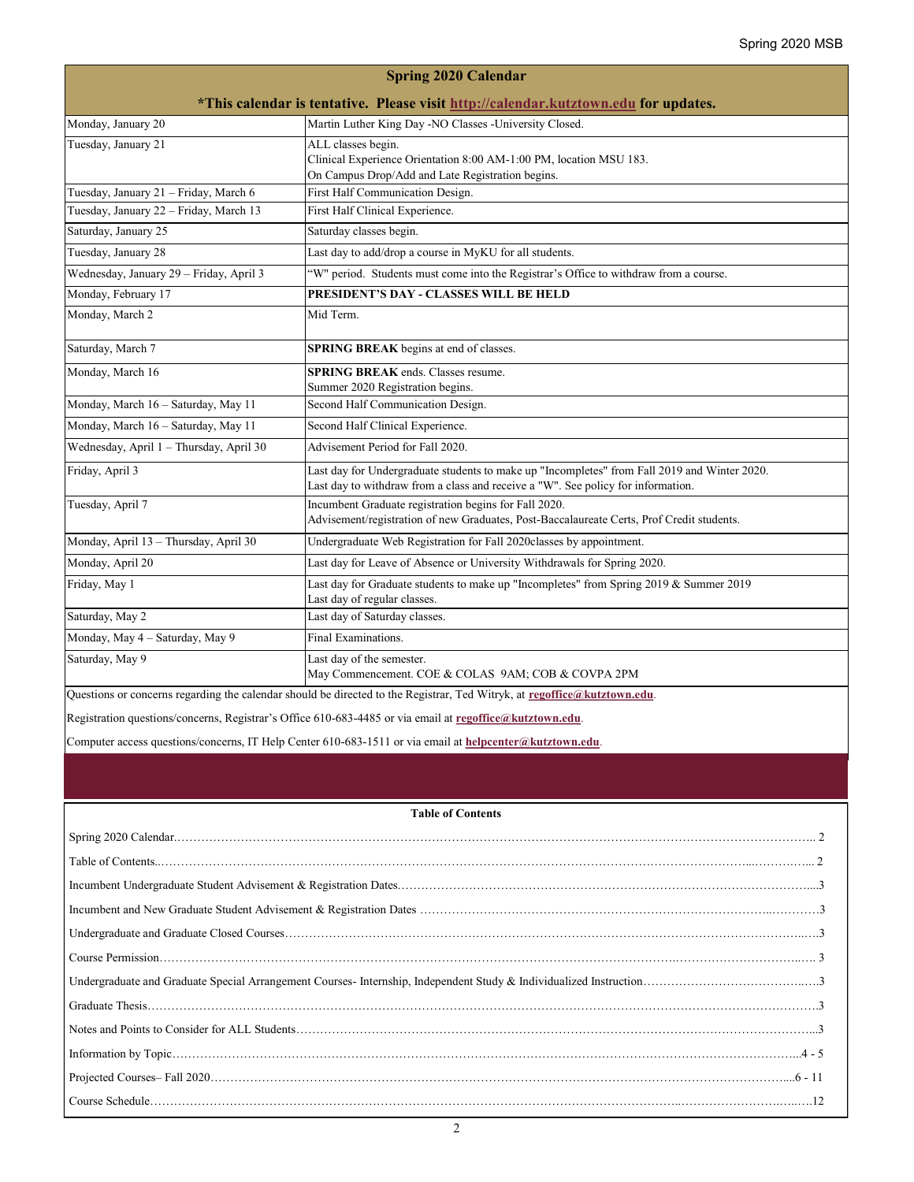## Spring 2020 Calendar

**\*This calendar is tentative. Please visit http://calendar.kutztown.edu for updates.**

| Date | Event |
|---|---|
| Monday, January 20 | Martin Luther King Day -NO Classes -University Closed. |
| Tuesday, January 21 | ALL classes begin.<br>Clinical Experience Orientation 8:00 AM-1:00 PM, location MSU 183.<br>On Campus Drop/Add and Late Registration begins. |
| Tuesday, January 21 – Friday, March 6 | First Half Communication Design. |
| Tuesday, January 22 – Friday, March 13 | First Half Clinical Experience. |
| Saturday, January 25 | Saturday classes begin. |
| Tuesday, January 28 | Last day to add/drop a course in MyKU for all students. |
| Wednesday, January 29 – Friday, April 3 | "W" period. Students must come into the Registrar's Office to withdraw from a course. |
| Monday, February 17 | **PRESIDENT'S DAY - CLASSES WILL BE HELD** |
| Monday, March 2 | Mid Term. |
| Saturday, March 7 | **SPRING BREAK** begins at end of classes. |
| Monday, March 16 | **SPRING BREAK** ends. Classes resume.<br>Summer 2020 Registration begins. |
| Monday, March 16 – Saturday, May 11 | Second Half Communication Design. |
| Monday, March 16 – Saturday, May 11 | Second Half Clinical Experience. |
| Wednesday, April 1 – Thursday, April 30 | Advisement Period for Fall 2020. |
| Friday, April 3 | Last day for Undergraduate students to make up "Incompletes" from Fall 2019 and Winter 2020.<br>Last day to withdraw from a class and receive a "W". See policy for information. |
| Tuesday, April 7 | Incumbent Graduate registration begins for Fall 2020.<br>Advisement/registration of new Graduates, Post-Baccalaureate Certs, Prof Credit students. |
| Monday, April 13 – Thursday, April 30 | Undergraduate Web Registration for Fall 2020classes by appointment. |
| Monday, April 20 | Last day for Leave of Absence or University Withdrawals for Spring 2020. |
| Friday, May 1 | Last day for Graduate students to make up "Incompletes" from Spring 2019 & Summer 2019<br>Last day of regular classes. |
| Saturday, May 2 | Last day of Saturday classes. |
| Monday, May 4 – Saturday, May 9 | Final Examinations. |
| Saturday, May 9 | Last day of the semester.<br>May Commencement. COE & COLAS 9AM; COB & COVPA 2PM |

Questions or concerns regarding the calendar should be directed to the Registrar, Ted Witryk, at **regoffice@kutztown.edu**.

Registration questions/concerns, Registrar's Office 610-683-4485 or via email at **regoffice@kutztown.edu**.

Computer access questions/concerns, IT Help Center 610-683-1511 or via email at **helpcenter@kutztown.edu**.

### Table of Contents

| Section | Page |
|---|---|
| Spring 2020 Calendar | 2 |
| Table of Contents | 2 |
| Incumbent Undergraduate Student Advisement & Registration Dates | 3 |
| Incumbent and New Graduate Student Advisement & Registration Dates | 3 |
| Undergraduate and Graduate Closed Courses | 3 |
| Course Permission | 3 |
| Undergraduate and Graduate Special Arrangement Courses- Internship, Independent Study & Individualized Instruction | 3 |
| Graduate Thesis | 3 |
| Notes and Points to Consider for ALL Students | 3 |
| Information by Topic | 4 - 5 |
| Projected Courses– Fall 2020 | 6 - 11 |
| Course Schedule | 12 |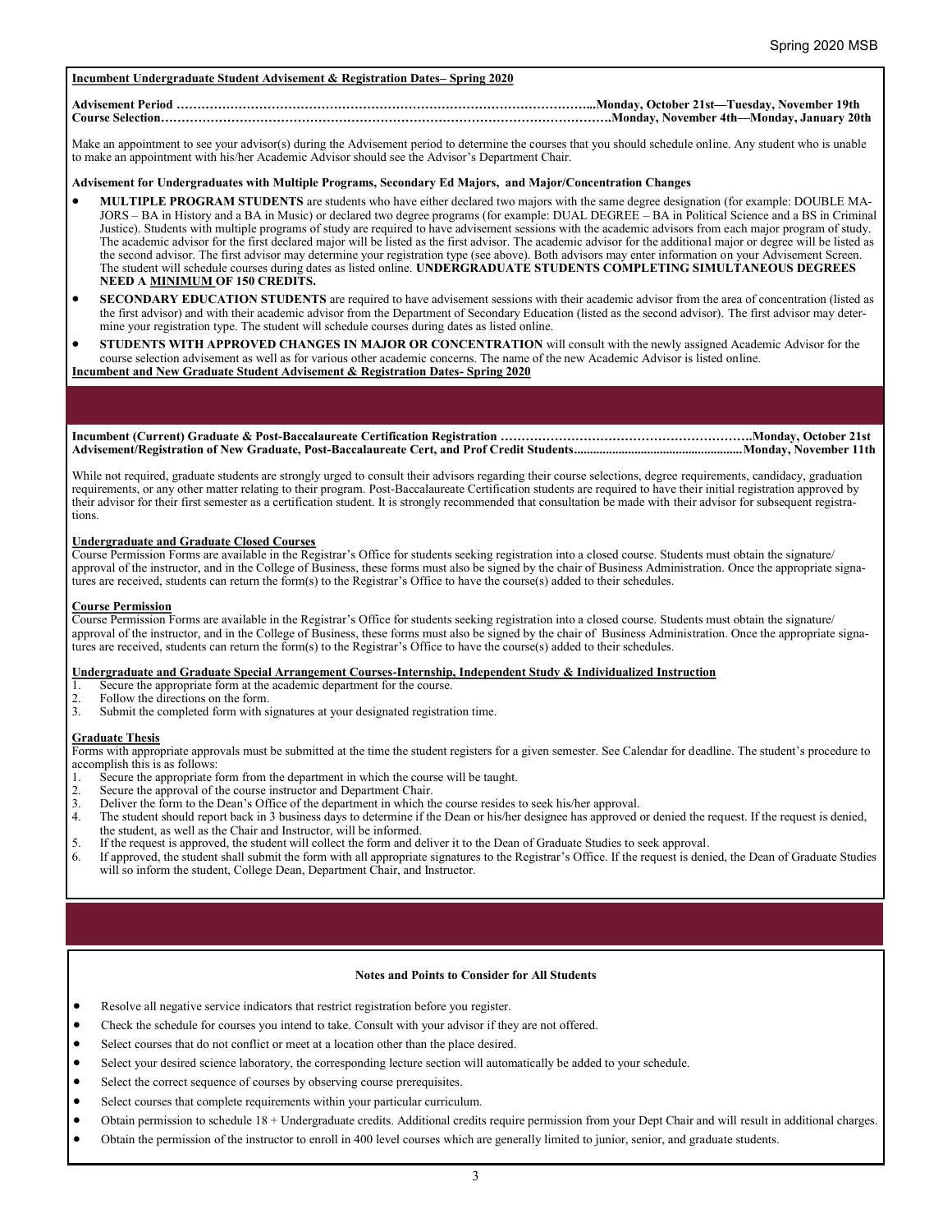**Incumbent Undergraduate Student Advisement & Registration Dates– Spring 2020**

**Advisement Period ………………………………………………………………………………………...Monday, October 21st—Tuesday, November 19th**
**Course Selection………………………………………………………………………………………………..Monday, November 4th—Monday, January 20th**

Make an appointment to see your advisor(s) during the Advisement period to determine the courses that you should schedule online. Any student who is unable to make an appointment with his/her Academic Advisor should see the Advisor's Department Chair.

**Advisement for Undergraduates with Multiple Programs, Secondary Ed Majors, and Major/Concentration Changes**

- **MULTIPLE PROGRAM STUDENTS** are students who have either declared two majors with the same degree designation (for example: DOUBLE MAJORS – BA in History and a BA in Music) or declared two degree programs (for example: DUAL DEGREE – BA in Political Science and a BS in Criminal Justice). Students with multiple programs of study are required to have advisement sessions with the academic advisors from each major program of study. The academic advisor for the first declared major will be listed as the first advisor. The academic advisor for the additional major or degree will be listed as the second advisor. The first advisor may determine your registration type (see above). Both advisors may enter information on your Advisement Screen. The student will schedule courses during dates as listed online. **UNDERGRADUATE STUDENTS COMPLETING SIMULTANEOUS DEGREES NEED A MINIMUM OF 150 CREDITS.**
- **SECONDARY EDUCATION STUDENTS** are required to have advisement sessions with their academic advisor from the area of concentration (listed as the first advisor) and with their academic advisor from the Department of Secondary Education (listed as the second advisor). The first advisor may determine your registration type. The student will schedule courses during dates as listed online.
- **STUDENTS WITH APPROVED CHANGES IN MAJOR OR CONCENTRATION** will consult with the newly assigned Academic Advisor for the course selection advisement as well as for various other academic concerns. The name of the new Academic Advisor is listed online.

**Incumbent and New Graduate Student Advisement & Registration Dates- Spring 2020**

**Incumbent (Current) Graduate & Post-Baccalaureate Certification Registration …………………………………………………….Monday, October 21st**
**Advisement/Registration of New Graduate, Post-Baccalaureate Cert, and Prof Credit Students....................................................Monday, November 11th**

While not required, graduate students are strongly urged to consult their advisors regarding their course selections, degree requirements, candidacy, graduation requirements, or any other matter relating to their program. Post-Baccalaureate Certification students are required to have their initial registration approved by their advisor for their first semester as a certification student. It is strongly recommended that consultation be made with their advisor for subsequent registrations.

**Undergraduate and Graduate Closed Courses**

Course Permission Forms are available in the Registrar's Office for students seeking registration into a closed course. Students must obtain the signature/approval of the instructor, and in the College of Business, these forms must also be signed by the chair of Business Administration. Once the appropriate signatures are received, students can return the form(s) to the Registrar's Office to have the course(s) added to their schedules.

**Course Permission**

Course Permission Forms are available in the Registrar's Office for students seeking registration into a closed course. Students must obtain the signature/approval of the instructor, and in the College of Business, these forms must also be signed by the chair of Business Administration. Once the appropriate signatures are received, students can return the form(s) to the Registrar's Office to have the course(s) added to their schedules.

**Undergraduate and Graduate Special Arrangement Courses-Internship, Independent Study & Individualized Instruction**

1. Secure the appropriate form at the academic department for the course.
2. Follow the directions on the form.
3. Submit the completed form with signatures at your designated registration time.

**Graduate Thesis**

Forms with appropriate approvals must be submitted at the time the student registers for a given semester. See Calendar for deadline. The student's procedure to accomplish this is as follows:

1. Secure the appropriate form from the department in which the course will be taught.
2. Secure the approval of the course instructor and Department Chair.
3. Deliver the form to the Dean's Office of the department in which the course resides to seek his/her approval.
4. The student should report back in 3 business days to determine if the Dean or his/her designee has approved or denied the request. If the request is denied, the student, as well as the Chair and Instructor, will be informed.
5. If the request is approved, the student will collect the form and deliver it to the Dean of Graduate Studies to seek approval.
6. If approved, the student shall submit the form with all appropriate signatures to the Registrar's Office. If the request is denied, the Dean of Graduate Studies will so inform the student, College Dean, Department Chair, and Instructor.

**Notes and Points to Consider for All Students**

- Resolve all negative service indicators that restrict registration before you register.
- Check the schedule for courses you intend to take. Consult with your advisor if they are not offered.
- Select courses that do not conflict or meet at a location other than the place desired.
- Select your desired science laboratory, the corresponding lecture section will automatically be added to your schedule.
- Select the correct sequence of courses by observing course prerequisites.
- Select courses that complete requirements within your particular curriculum.
- Obtain permission to schedule 18 + Undergraduate credits. Additional credits require permission from your Dept Chair and will result in additional charges.
- Obtain the permission of the instructor to enroll in 400 level courses which are generally limited to junior, senior, and graduate students.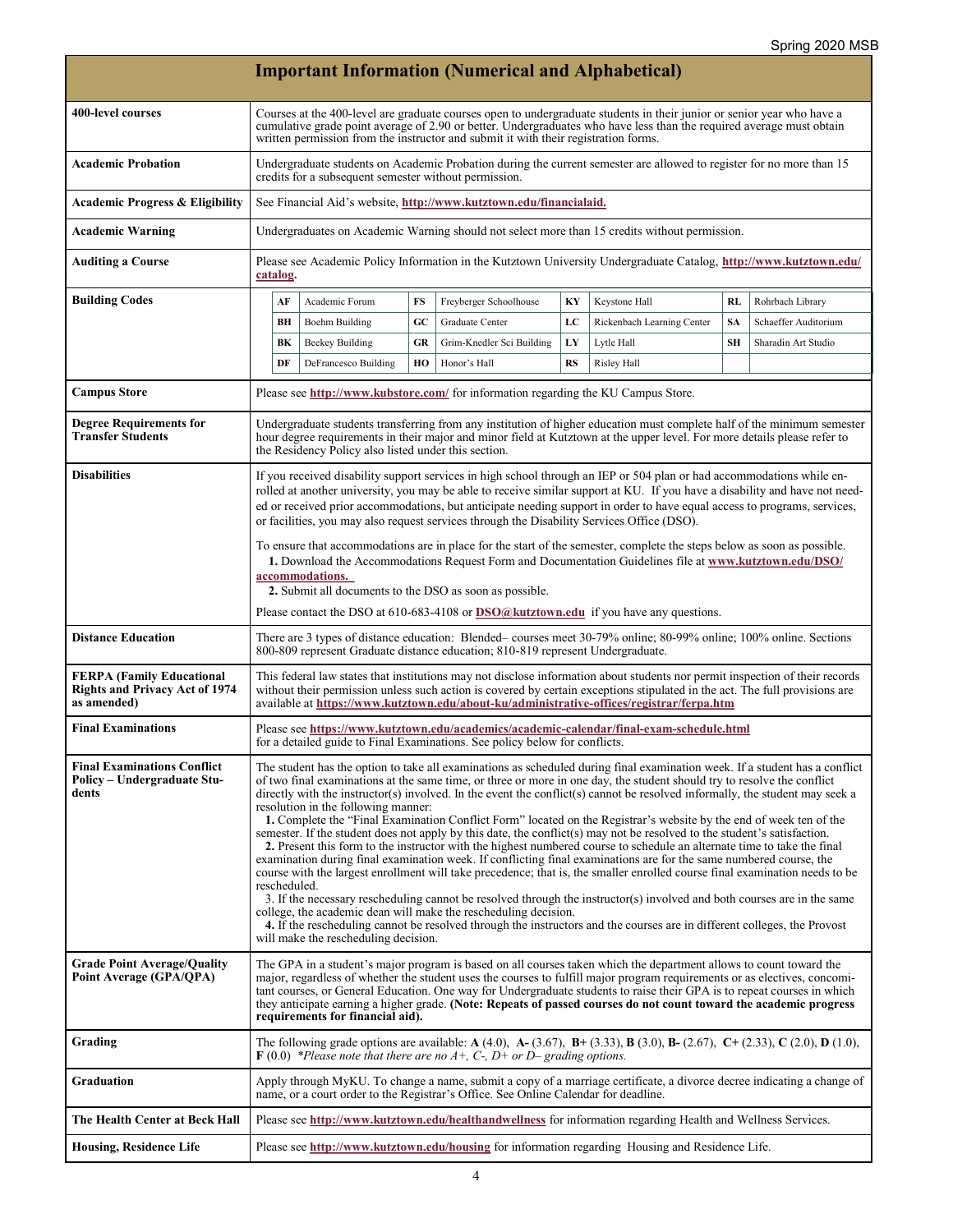# Important Information (Numerical and Alphabetical)

**400-level courses**

Courses at the 400-level are graduate courses open to undergraduate students in their junior or senior year who have a cumulative grade point average of 2.90 or better. Undergraduates who have less than the required average must obtain written permission from the instructor and submit it with their registration forms.

**Academic Probation**

Undergraduate students on Academic Probation during the current semester are allowed to register for no more than 15 credits for a subsequent semester without permission.

**Academic Progress & Eligibility**

See Financial Aid's website, **http://www.kutztown.edu/financialaid.**

**Academic Warning**

Undergraduates on Academic Warning should not select more than 15 credits without permission.

**Auditing a Course**

Please see Academic Policy Information in the Kutztown University Undergraduate Catalog, **http://www.kutztown.edu/catalog.**

**Building Codes**

| Code | Building | Code | Building | Code | Building | Code | Building |
|---|---|---|---|---|---|---|---|
| **AF** | Academic Forum | **FS** | Freyberger Schoolhouse | **KY** | Keystone Hall | **RL** | Rohrbach Library |
| **BH** | Boehm Building | **GC** | Graduate Center | **LC** | Rickenbach Learning Center | **SA** | Schaeffer Auditorium |
| **BK** | Beekey Building | **GR** | Grim-Knedler Sci Building | **LY** | Lytle Hall | **SH** | Sharadin Art Studio |
| **DF** | DeFrancesco Building | **HO** | Honor's Hall | **RS** | Risley Hall | | |

**Campus Store**

Please see **http://www.kubstore.com/** for information regarding the KU Campus Store.

**Degree Requirements for Transfer Students**

Undergraduate students transferring from any institution of higher education must complete half of the minimum semester hour degree requirements in their major and minor field at Kutztown at the upper level. For more details please refer to the Residency Policy also listed under this section.

**Disabilities**

If you received disability support services in high school through an IEP or 504 plan or had accommodations while enrolled at another university, you may be able to receive similar support at KU. If you have a disability and have not needed or received prior accommodations, but anticipate needing support in order to have equal access to programs, services, or facilities, you may also request services through the Disability Services Office (DSO).

To ensure that accommodations are in place for the start of the semester, complete the steps below as soon as possible.

**1.** Download the Accommodations Request Form and Documentation Guidelines file at **www.kutztown.edu/DSO/accommodations.**

**2.** Submit all documents to the DSO as soon as possible.

Please contact the DSO at 610-683-4108 or **DSO@kutztown.edu** if you have any questions.

**Distance Education**

There are 3 types of distance education: Blended– courses meet 30-79% online; 80-99% online; 100% online. Sections 800-809 represent Graduate distance education; 810-819 represent Undergraduate.

**FERPA (Family Educational Rights and Privacy Act of 1974 as amended)**

This federal law states that institutions may not disclose information about students nor permit inspection of their records without their permission unless such action is covered by certain exceptions stipulated in the act. The full provisions are available at **https://www.kutztown.edu/about-ku/administrative-offices/registrar/ferpa.htm**

**Final Examinations**

Please see **https://www.kutztown.edu/academics/academic-calendar/final-exam-schedule.html** for a detailed guide to Final Examinations. See policy below for conflicts.

**Final Examinations Conflict Policy – Undergraduate Students**

The student has the option to take all examinations as scheduled during final examination week. If a student has a conflict of two final examinations at the same time, or three or more in one day, the student should try to resolve the conflict directly with the instructor(s) involved. In the event the conflict(s) cannot be resolved informally, the student may seek a resolution in the following manner:

**1.** Complete the "Final Examination Conflict Form" located on the Registrar's website by the end of week ten of the semester. If the student does not apply by this date, the conflict(s) may not be resolved to the student's satisfaction.

**2.** Present this form to the instructor with the highest numbered course to schedule an alternate time to take the final examination during final examination week. If conflicting final examinations are for the same numbered course, the course with the largest enrollment will take precedence; that is, the smaller enrolled course final examination needs to be rescheduled.

3. If the necessary rescheduling cannot be resolved through the instructor(s) involved and both courses are in the same college, the academic dean will make the rescheduling decision.

**4.** If the rescheduling cannot be resolved through the instructors and the courses are in different colleges, the Provost will make the rescheduling decision.

**Grade Point Average/Quality Point Average (GPA/QPA)**

The GPA in a student's major program is based on all courses taken which the department allows to count toward the major, regardless of whether the student uses the courses to fulfill major program requirements or as electives, concomitant courses, or General Education. One way for Undergraduate students to raise their GPA is to repeat courses in which they anticipate earning a higher grade. **(Note: Repeats of passed courses do not count toward the academic progress requirements for financial aid).**

**Grading**

The following grade options are available: **A** (4.0), **A-** (3.67), **B+** (3.33), **B** (3.0), **B-** (2.67), **C+** (2.33), **C** (2.0), **D** (1.0), **F** (0.0) *\*Please note that there are no A+, C-, D+ or D– grading options.*

**Graduation**

Apply through MyKU. To change a name, submit a copy of a marriage certificate, a divorce decree indicating a change of name, or a court order to the Registrar's Office. See Online Calendar for deadline.

**The Health Center at Beck Hall**

Please see **http://www.kutztown.edu/healthandwellness** for information regarding Health and Wellness Services.

**Housing, Residence Life**

Please see **http://www.kutztown.edu/housing** for information regarding Housing and Residence Life.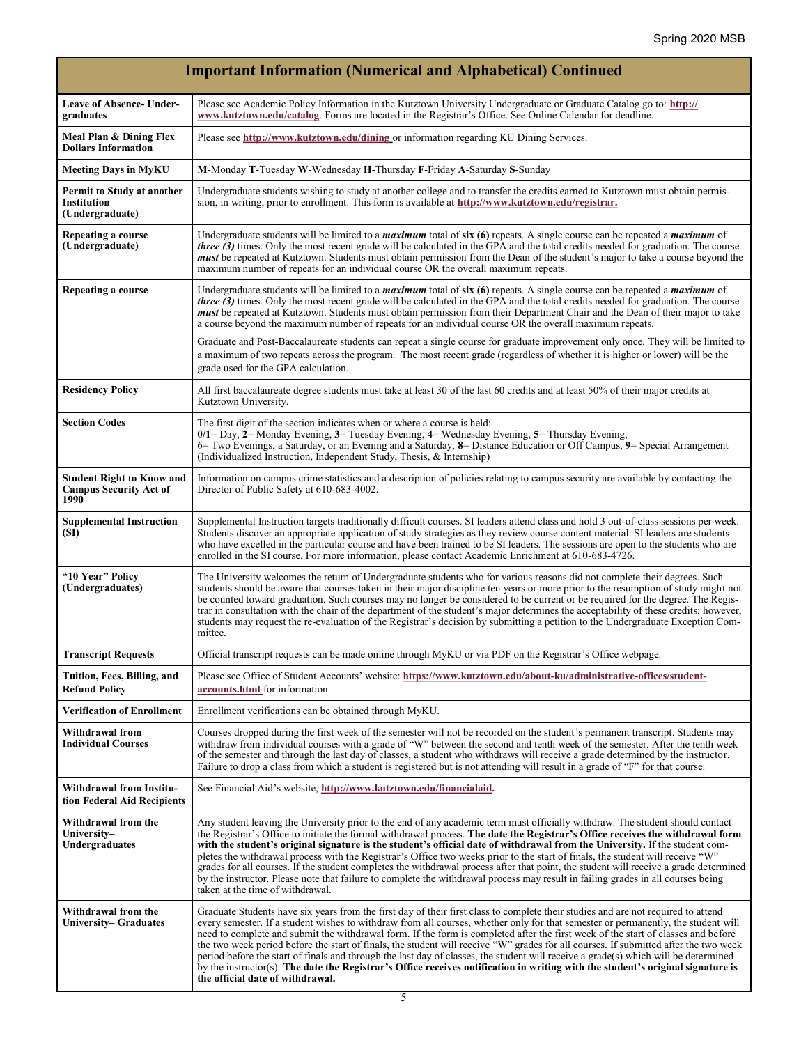## Important Information (Numerical and Alphabetical) Continued

| | |
|---|---|
| **Leave of Absence- Undergraduates** | Please see Academic Policy Information in the Kutztown University Undergraduate or Graduate Catalog go to: **http://www.kutztown.edu/catalog**. Forms are located in the Registrar's Office. See Online Calendar for deadline. |
| **Meal Plan & Dining Flex Dollars Information** | Please see **http://www.kutztown.edu/dining** or information regarding KU Dining Services. |
| **Meeting Days in MyKU** | **M**-Monday **T**-Tuesday **W**-Wednesday **H**-Thursday **F**-Friday **A**-Saturday **S**-Sunday |
| **Permit to Study at another Institution (Undergraduate)** | Undergraduate students wishing to study at another college and to transfer the credits earned to Kutztown must obtain permission, in writing, prior to enrollment. This form is available at **http://www.kutztown.edu/registrar.** |
| **Repeating a course (Undergraduate)** | Undergraduate students will be limited to a ***maximum*** total of **six (6)** repeats. A single course can be repeated a ***maximum*** of ***three (3)*** times. Only the most recent grade will be calculated in the GPA and the total credits needed for graduation. The course ***must*** be repeated at Kutztown. Students must obtain permission from the Dean of the student's major to take a course beyond the maximum number of repeats for an individual course OR the overall maximum repeats. |
| **Repeating a course** | Undergraduate students will be limited to a ***maximum*** total of **six (6)** repeats. A single course can be repeated a ***maximum*** of ***three (3)*** times. Only the most recent grade will be calculated in the GPA and the total credits needed for graduation. The course ***must*** be repeated at Kutztown. Students must obtain permission from their Department Chair and the Dean of their major to take a course beyond the maximum number of repeats for an individual course OR the overall maximum repeats.<br><br>Graduate and Post-Baccalaureate students can repeat a single course for graduate improvement only once. They will be limited to a maximum of two repeats across the program. The most recent grade (regardless of whether it is higher or lower) will be the grade used for the GPA calculation. |
| **Residency Policy** | All first baccalaureate degree students must take at least 30 of the last 60 credits and at least 50% of their major credits at Kutztown University. |
| **Section Codes** | The first digit of the section indicates when or where a course is held:<br>**0/1**= Day, **2**= Monday Evening, **3**= Tuesday Evening, **4**= Wednesday Evening, **5**= Thursday Evening, 6= Two Evenings, a Saturday, or an Evening and a Saturday, **8**= Distance Education or Off Campus, **9**= Special Arrangement (Individualized Instruction, Independent Study, Thesis, & Internship) |
| **Student Right to Know and Campus Security Act of 1990** | Information on campus crime statistics and a description of policies relating to campus security are available by contacting the Director of Public Safety at 610-683-4002. |
| **Supplemental Instruction (SI)** | Supplemental Instruction targets traditionally difficult courses. SI leaders attend class and hold 3 out-of-class sessions per week. Students discover an appropriate application of study strategies as they review course content material. SI leaders are students who have excelled in the particular course and have been trained to be SI leaders. The sessions are open to the students who are enrolled in the SI course. For more information, please contact Academic Enrichment at 610-683-4726. |
| **"10 Year" Policy (Undergraduates)** | The University welcomes the return of Undergraduate students who for various reasons did not complete their degrees. Such students should be aware that courses taken in their major discipline ten years or more prior to the resumption of study might not be counted toward graduation. Such courses may no longer be considered to be current or be required for the degree. The Registrar in consultation with the chair of the department of the student's major determines the acceptability of these credits; however, students may request the re-evaluation of the Registrar's decision by submitting a petition to the Undergraduate Exception Committee. |
| **Transcript Requests** | Official transcript requests can be made online through MyKU or via PDF on the Registrar's Office webpage. |
| **Tuition, Fees, Billing, and Refund Policy** | Please see Office of Student Accounts' website: **https://www.kutztown.edu/about-ku/administrative-offices/student-accounts.html** for information. |
| **Verification of Enrollment** | Enrollment verifications can be obtained through MyKU. |
| **Withdrawal from Individual Courses** | Courses dropped during the first week of the semester will not be recorded on the student's permanent transcript. Students may withdraw from individual courses with a grade of "W" between the second and tenth week of the semester. After the tenth week of the semester and through the last day of classes, a student who withdraws will receive a grade determined by the instructor. Failure to drop a class from which a student is registered but is not attending will result in a grade of "F" for that course. |
| **Withdrawal from Institution Federal Aid Recipients** | See Financial Aid's website, **http://www.kutztown.edu/financialaid**. |
| **Withdrawal from the University– Undergraduates** | Any student leaving the University prior to the end of any academic term must officially withdraw. The student should contact the Registrar's Office to initiate the formal withdrawal process. **The date the Registrar's Office receives the withdrawal form with the student's original signature is the student's official date of withdrawal from the University.** If the student completes the withdrawal process with the Registrar's Office two weeks prior to the start of finals, the student will receive "W" grades for all courses. If the student completes the withdrawal process after that point, the student will receive a grade determined by the instructor. Please note that failure to complete the withdrawal process may result in failing grades in all courses being taken at the time of withdrawal. |
| **Withdrawal from the University– Graduates** | Graduate Students have six years from the first day of their first class to complete their studies and are not required to attend every semester. If a student wishes to withdraw from all courses, whether only for that semester or permanently, the student will need to complete and submit the withdrawal form. If the form is completed after the first week of the start of classes and before the two week period before the start of finals, the student will receive "W" grades for all courses. If submitted after the two week period before the start of finals and through the last day of classes, the student will receive a grade(s) which will be determined by the instructor(s). **The date the Registrar's Office receives notification in writing with the student's original signature is the official date of withdrawal.** |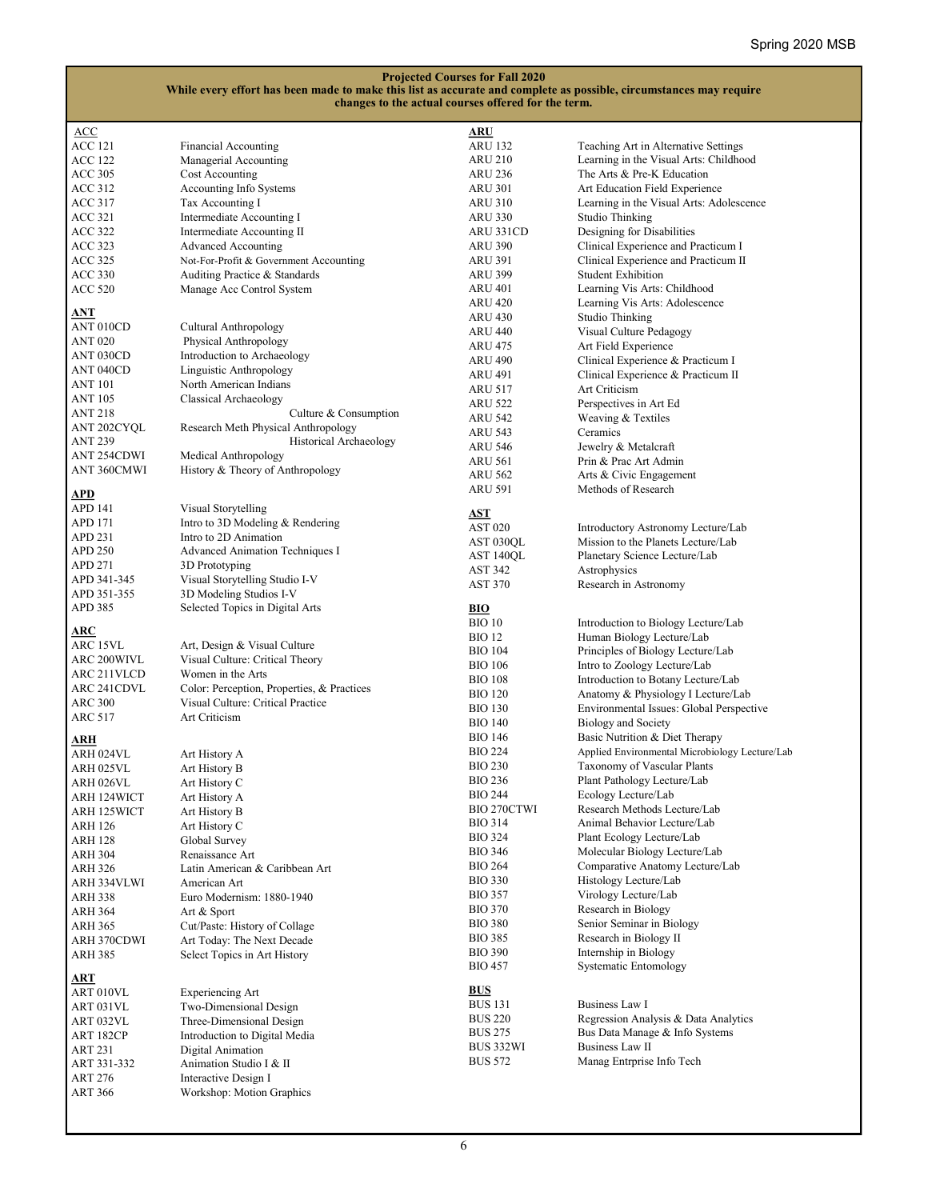**Projected Courses for Fall 2020**
**While every effort has been made to make this list as accurate and complete as possible, circumstances may require changes to the actual courses offered for the term.**

### ACC

| | |
|---|---|
| ACC 121 | Financial Accounting |
| ACC 122 | Managerial Accounting |
| ACC 305 | Cost Accounting |
| ACC 312 | Accounting Info Systems |
| ACC 317 | Tax Accounting I |
| ACC 321 | Intermediate Accounting I |
| ACC 322 | Intermediate Accounting II |
| ACC 323 | Advanced Accounting |
| ACC 325 | Not-For-Profit & Government Accounting |
| ACC 330 | Auditing Practice & Standards |
| ACC 520 | Manage Acc Control System |

### ANT

| | |
|---|---|
| ANT 010CD | Cultural Anthropology |
| ANT 020 | Physical Anthropology |
| ANT 030CD | Introduction to Archaeology |
| ANT 040CD | Linguistic Anthropology |
| ANT 101 | North American Indians |
| ANT 105 | Classical Archaeology |
| ANT 218 | Culture & Consumption |
| ANT 202CYQL | Research Meth Physical Anthropology |
| ANT 239 | Historical Archaeology |
| ANT 254CDWI | Medical Anthropology |
| ANT 360CMWI | History & Theory of Anthropology |

### APD

| | |
|---|---|
| APD 141 | Visual Storytelling |
| APD 171 | Intro to 3D Modeling & Rendering |
| APD 231 | Intro to 2D Animation |
| APD 250 | Advanced Animation Techniques I |
| APD 271 | 3D Prototyping |
| APD 341-345 | Visual Storytelling Studio I-V |
| APD 351-355 | 3D Modeling Studios I-V |
| APD 385 | Selected Topics in Digital Arts |

### ARC

| | |
|---|---|
| ARC 15VL | Art, Design & Visual Culture |
| ARC 200WIVL | Visual Culture: Critical Theory |
| ARC 211VLCD | Women in the Arts |
| ARC 241CDVL | Color: Perception, Properties, & Practices |
| ARC 300 | Visual Culture: Critical Practice |
| ARC 517 | Art Criticism |

### ARH

| | |
|---|---|
| ARH 024VL | Art History A |
| ARH 025VL | Art History B |
| ARH 026VL | Art History C |
| ARH 124WICT | Art History A |
| ARH 125WICT | Art History B |
| ARH 126 | Art History C |
| ARH 128 | Global Survey |
| ARH 304 | Renaissance Art |
| ARH 326 | Latin American & Caribbean Art |
| ARH 334VLWI | American Art |
| ARH 338 | Euro Modernism: 1880-1940 |
| ARH 364 | Art & Sport |
| ARH 365 | Cut/Paste: History of Collage |
| ARH 370CDWI | Art Today: The Next Decade |
| ARH 385 | Select Topics in Art History |

### ART

| | |
|---|---|
| ART 010VL | Experiencing Art |
| ART 031VL | Two-Dimensional Design |
| ART 032VL | Three-Dimensional Design |
| ART 182CP | Introduction to Digital Media |
| ART 231 | Digital Animation |
| ART 331-332 | Animation Studio I & II |
| ART 276 | Interactive Design I |
| ART 366 | Workshop: Motion Graphics |

### ARU

| | |
|---|---|
| ARU 132 | Teaching Art in Alternative Settings |
| ARU 210 | Learning in the Visual Arts: Childhood |
| ARU 236 | The Arts & Pre-K Education |
| ARU 301 | Art Education Field Experience |
| ARU 310 | Learning in the Visual Arts: Adolescence |
| ARU 330 | Studio Thinking |
| ARU 331CD | Designing for Disabilities |
| ARU 390 | Clinical Experience and Practicum I |
| ARU 391 | Clinical Experience and Practicum II |
| ARU 399 | Student Exhibition |
| ARU 401 | Learning Vis Arts: Childhood |
| ARU 420 | Learning Vis Arts: Adolescence |
| ARU 430 | Studio Thinking |
| ARU 440 | Visual Culture Pedagogy |
| ARU 475 | Art Field Experience |
| ARU 490 | Clinical Experience & Practicum I |
| ARU 491 | Clinical Experience & Practicum II |
| ARU 517 | Art Criticism |
| ARU 522 | Perspectives in Art Ed |
| ARU 542 | Weaving & Textiles |
| ARU 543 | Ceramics |
| ARU 546 | Jewelry & Metalcraft |
| ARU 561 | Prin & Prac Art Admin |
| ARU 562 | Arts & Civic Engagement |
| ARU 591 | Methods of Research |

### AST

| | |
|---|---|
| AST 020 | Introductory Astronomy Lecture/Lab |
| AST 030QL | Mission to the Planets Lecture/Lab |
| AST 140QL | Planetary Science Lecture/Lab |
| AST 342 | Astrophysics |
| AST 370 | Research in Astronomy |

### BIO

| | |
|---|---|
| BIO 10 | Introduction to Biology Lecture/Lab |
| BIO 12 | Human Biology Lecture/Lab |
| BIO 104 | Principles of Biology Lecture/Lab |
| BIO 106 | Intro to Zoology Lecture/Lab |
| BIO 108 | Introduction to Botany Lecture/Lab |
| BIO 120 | Anatomy & Physiology I Lecture/Lab |
| BIO 130 | Environmental Issues: Global Perspective |
| BIO 140 | Biology and Society |
| BIO 146 | Basic Nutrition & Diet Therapy |
| BIO 224 | Applied Environmental Microbiology Lecture/Lab |
| BIO 230 | Taxonomy of Vascular Plants |
| BIO 236 | Plant Pathology Lecture/Lab |
| BIO 244 | Ecology Lecture/Lab |
| BIO 270CTWI | Research Methods Lecture/Lab |
| BIO 314 | Animal Behavior Lecture/Lab |
| BIO 324 | Plant Ecology Lecture/Lab |
| BIO 346 | Molecular Biology Lecture/Lab |
| BIO 264 | Comparative Anatomy Lecture/Lab |
| BIO 330 | Histology Lecture/Lab |
| BIO 357 | Virology Lecture/Lab |
| BIO 370 | Research in Biology |
| BIO 380 | Senior Seminar in Biology |
| BIO 385 | Research in Biology II |
| BIO 390 | Internship in Biology |
| BIO 457 | Systematic Entomology |

### BUS

| | |
|---|---|
| BUS 131 | Business Law I |
| BUS 220 | Regression Analysis & Data Analytics |
| BUS 275 | Bus Data Manage & Info Systems |
| BUS 332WI | Business Law II |
| BUS 572 | Manag Entrprise Info Tech |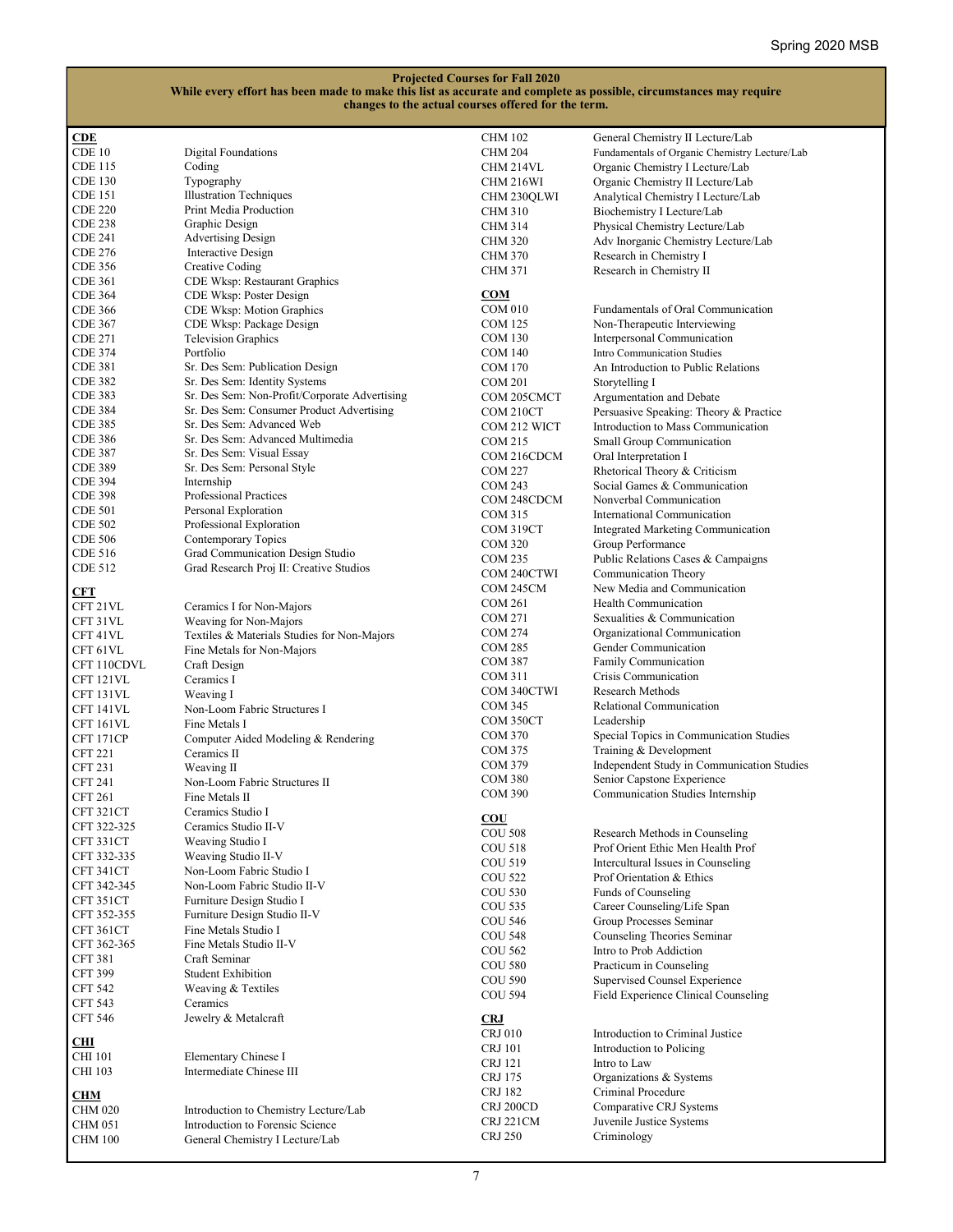**Projected Courses for Fall 2020**
**While every effort has been made to make this list as accurate and complete as possible, circumstances may require changes to the actual courses offered for the term.**

**CDE**

| | |
|---|---|
| CDE 10 | Digital Foundations |
| CDE 115 | Coding |
| CDE 130 | Typography |
| CDE 151 | Illustration Techniques |
| CDE 220 | Print Media Production |
| CDE 238 | Graphic Design |
| CDE 241 | Advertising Design |
| CDE 276 | Interactive Design |
| CDE 356 | Creative Coding |
| CDE 361 | CDE Wksp: Restaurant Graphics |
| CDE 364 | CDE Wksp: Poster Design |
| CDE 366 | CDE Wksp: Motion Graphics |
| CDE 367 | CDE Wksp: Package Design |
| CDE 271 | Television Graphics |
| CDE 374 | Portfolio |
| CDE 381 | Sr. Des Sem: Publication Design |
| CDE 382 | Sr. Des Sem: Identity Systems |
| CDE 383 | Sr. Des Sem: Non-Profit/Corporate Advertising |
| CDE 384 | Sr. Des Sem: Consumer Product Advertising |
| CDE 385 | Sr. Des Sem: Advanced Web |
| CDE 386 | Sr. Des Sem: Advanced Multimedia |
| CDE 387 | Sr. Des Sem: Visual Essay |
| CDE 389 | Sr. Des Sem: Personal Style |
| CDE 394 | Internship |
| CDE 398 | Professional Practices |
| CDE 501 | Personal Exploration |
| CDE 502 | Professional Exploration |
| CDE 506 | Contemporary Topics |
| CDE 516 | Grad Communication Design Studio |
| CDE 512 | Grad Research Proj II: Creative Studios |

**CFT**

| | |
|---|---|
| CFT 21VL | Ceramics I for Non-Majors |
| CFT 31VL | Weaving for Non-Majors |
| CFT 41VL | Textiles & Materials Studies for Non-Majors |
| CFT 61VL | Fine Metals for Non-Majors |
| CFT 110CDVL | Craft Design |
| CFT 121VL | Ceramics I |
| CFT 131VL | Weaving I |
| CFT 141VL | Non-Loom Fabric Structures I |
| CFT 161VL | Fine Metals I |
| CFT 171CP | Computer Aided Modeling & Rendering |
| CFT 221 | Ceramics II |
| CFT 231 | Weaving II |
| CFT 241 | Non-Loom Fabric Structures II |
| CFT 261 | Fine Metals II |
| CFT 321CT | Ceramics Studio I |
| CFT 322-325 | Ceramics Studio II-V |
| CFT 331CT | Weaving Studio I |
| CFT 332-335 | Weaving Studio II-V |
| CFT 341CT | Non-Loom Fabric Studio I |
| CFT 342-345 | Non-Loom Fabric Studio II-V |
| CFT 351CT | Furniture Design Studio I |
| CFT 352-355 | Furniture Design Studio II-V |
| CFT 361CT | Fine Metals Studio I |
| CFT 362-365 | Fine Metals Studio II-V |
| CFT 381 | Craft Seminar |
| CFT 399 | Student Exhibition |
| CFT 542 | Weaving & Textiles |
| CFT 543 | Ceramics |
| CFT 546 | Jewelry & Metalcraft |

**CHI**

| | |
|---|---|
| CHI 101 | Elementary Chinese I |
| CHI 103 | Intermediate Chinese III |

**CHM**

| | |
|---|---|
| CHM 020 | Introduction to Chemistry Lecture/Lab |
| CHM 051 | Introduction to Forensic Science |
| CHM 100 | General Chemistry I Lecture/Lab |
| CHM 102 | General Chemistry II Lecture/Lab |
| CHM 204 | Fundamentals of Organic Chemistry Lecture/Lab |
| CHM 214VL | Organic Chemistry I Lecture/Lab |
| CHM 216WI | Organic Chemistry II Lecture/Lab |
| CHM 230QLWI | Analytical Chemistry I Lecture/Lab |
| CHM 310 | Biochemistry I Lecture/Lab |
| CHM 314 | Physical Chemistry Lecture/Lab |
| CHM 320 | Adv Inorganic Chemistry Lecture/Lab |
| CHM 370 | Research in Chemistry I |
| CHM 371 | Research in Chemistry II |

**COM**

| | |
|---|---|
| COM 010 | Fundamentals of Oral Communication |
| COM 125 | Non-Therapeutic Interviewing |
| COM 130 | Interpersonal Communication |
| COM 140 | Intro Communication Studies |
| COM 170 | An Introduction to Public Relations |
| COM 201 | Storytelling I |
| COM 205CMCT | Argumentation and Debate |
| COM 210CT | Persuasive Speaking: Theory & Practice |
| COM 212 WICT | Introduction to Mass Communication |
| COM 215 | Small Group Communication |
| COM 216CDCM | Oral Interpretation I |
| COM 227 | Rhetorical Theory & Criticism |
| COM 243 | Social Games & Communication |
| COM 248CDCM | Nonverbal Communication |
| COM 315 | International Communication |
| COM 319CT | Integrated Marketing Communication |
| COM 320 | Group Performance |
| COM 235 | Public Relations Cases & Campaigns |
| COM 240CTWI | Communication Theory |
| COM 245CM | New Media and Communication |
| COM 261 | Health Communication |
| COM 271 | Sexualities & Communication |
| COM 274 | Organizational Communication |
| COM 285 | Gender Communication |
| COM 387 | Family Communication |
| COM 311 | Crisis Communication |
| COM 340CTWI | Research Methods |
| COM 345 | Relational Communication |
| COM 350CT | Leadership |
| COM 370 | Special Topics in Communication Studies |
| COM 375 | Training & Development |
| COM 379 | Independent Study in Communication Studies |
| COM 380 | Senior Capstone Experience |
| COM 390 | Communication Studies Internship |

**COU**

| | |
|---|---|
| COU 508 | Research Methods in Counseling |
| COU 518 | Prof Orient Ethic Men Health Prof |
| COU 519 | Intercultural Issues in Counseling |
| COU 522 | Prof Orientation & Ethics |
| COU 530 | Funds of Counseling |
| COU 535 | Career Counseling/Life Span |
| COU 546 | Group Processes Seminar |
| COU 548 | Counseling Theories Seminar |
| COU 562 | Intro to Prob Addiction |
| COU 580 | Practicum in Counseling |
| COU 590 | Supervised Counsel Experience |
| COU 594 | Field Experience Clinical Counseling |

**CRJ**

| | |
|---|---|
| CRJ 010 | Introduction to Criminal Justice |
| CRJ 101 | Introduction to Policing |
| CRJ 121 | Intro to Law |
| CRJ 175 | Organizations & Systems |
| CRJ 182 | Criminal Procedure |
| CRJ 200CD | Comparative CRJ Systems |
| CRJ 221CM | Juvenile Justice Systems |
| CRJ 250 | Criminology |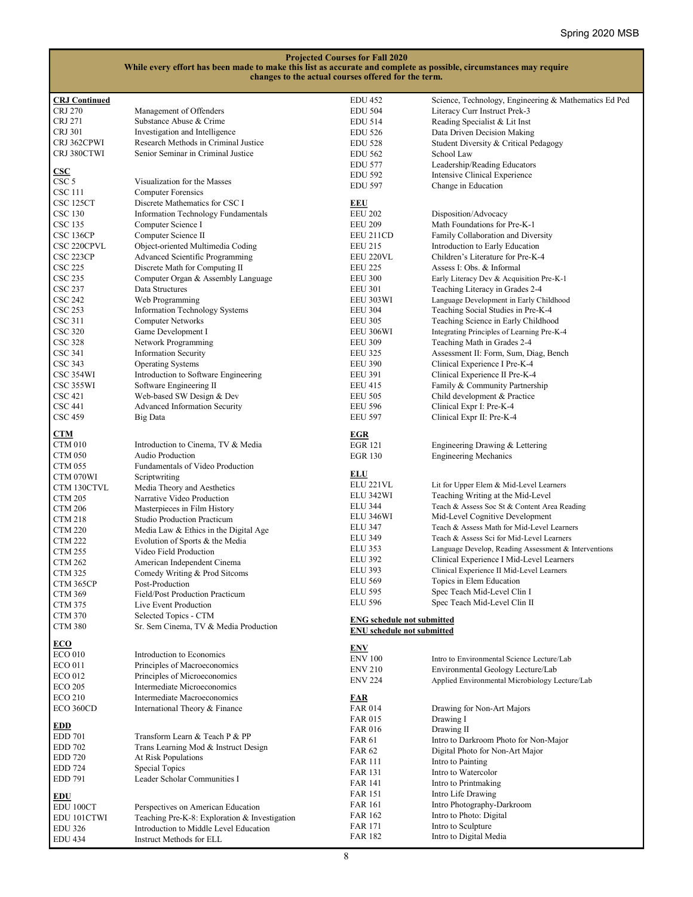**Projected Courses for Fall 2020**
**While every effort has been made to make this list as accurate and complete as possible, circumstances may require changes to the actual courses offered for the term.**

**CRJ Continued**

| | |
|---|---|
| CRJ 270 | Management of Offenders |
| CRJ 271 | Substance Abuse & Crime |
| CRJ 301 | Investigation and Intelligence |
| CRJ 362CPWI | Research Methods in Criminal Justice |
| CRJ 380CTWI | Senior Seminar in Criminal Justice |

**CSC**

| | |
|---|---|
| CSC 5 | Visualization for the Masses |
| CSC 111 | Computer Forensics |
| CSC 125CT | Discrete Mathematics for CSC I |
| CSC 130 | Information Technology Fundamentals |
| CSC 135 | Computer Science I |
| CSC 136CP | Computer Science II |
| CSC 220CPVL | Object-oriented Multimedia Coding |
| CSC 223CP | Advanced Scientific Programming |
| CSC 225 | Discrete Math for Computing II |
| CSC 235 | Computer Organ & Assembly Language |
| CSC 237 | Data Structures |
| CSC 242 | Web Programming |
| CSC 253 | Information Technology Systems |
| CSC 311 | Computer Networks |
| CSC 320 | Game Development I |
| CSC 328 | Network Programming |
| CSC 341 | Information Security |
| CSC 343 | Operating Systems |
| CSC 354WI | Introduction to Software Engineering |
| CSC 355WI | Software Engineering II |
| CSC 421 | Web-based SW Design & Dev |
| CSC 441 | Advanced Information Security |
| CSC 459 | Big Data |

**CTM**

| | |
|---|---|
| CTM 010 | Introduction to Cinema, TV & Media |
| CTM 050 | Audio Production |
| CTM 055 | Fundamentals of Video Production |
| CTM 070WI | Scriptwriting |
| CTM 130CTVL | Media Theory and Aesthetics |
| CTM 205 | Narrative Video Production |
| CTM 206 | Masterpieces in Film History |
| CTM 218 | Studio Production Practicum |
| CTM 220 | Media Law & Ethics in the Digital Age |
| CTM 222 | Evolution of Sports & the Media |
| CTM 255 | Video Field Production |
| CTM 262 | American Independent Cinema |
| CTM 325 | Comedy Writing & Prod Sitcoms |
| CTM 365CP | Post-Production |
| CTM 369 | Field/Post Production Practicum |
| CTM 375 | Live Event Production |
| CTM 370 | Selected Topics - CTM |
| CTM 380 | Sr. Sem Cinema, TV & Media Production |

**ECO**

| | |
|---|---|
| ECO 010 | Introduction to Economics |
| ECO 011 | Principles of Macroeconomics |
| ECO 012 | Principles of Microeconomics |
| ECO 205 | Intermediate Microeconomics |
| ECO 210 | Intermediate Macroeconomics |
| ECO 360CD | International Theory & Finance |

**EDD**

| | |
|---|---|
| EDD 701 | Transform Learn & Teach P & PP |
| EDD 702 | Trans Learning Mod & Instruct Design |
| EDD 720 | At Risk Populations |
| EDD 724 | Special Topics |
| EDD 791 | Leader Scholar Communities I |

**EDU**

| | |
|---|---|
| EDU 100CT | Perspectives on American Education |
| EDU 101CTWI | Teaching Pre-K-8: Exploration & Investigation |
| EDU 326 | Introduction to Middle Level Education |
| EDU 434 | Instruct Methods for ELL |
| EDU 452 | Science, Technology, Engineering & Mathematics Ed Ped |
| EDU 504 | Literacy Curr Instruct Prek-3 |
| EDU 514 | Reading Specialist & Lit Inst |
| EDU 526 | Data Driven Decision Making |
| EDU 528 | Student Diversity & Critical Pedagogy |
| EDU 562 | School Law |
| EDU 577 | Leadership/Reading Educators |
| EDU 592 | Intensive Clinical Experience |
| EDU 597 | Change in Education |

**EEU**

| | |
|---|---|
| EEU 202 | Disposition/Advocacy |
| EEU 209 | Math Foundations for Pre-K-1 |
| EEU 211CD | Family Collaboration and Diversity |
| EEU 215 | Introduction to Early Education |
| EEU 220VL | Children's Literature for Pre-K-4 |
| EEU 225 | Assess I: Obs. & Informal |
| EEU 300 | Early Literacy Dev & Acquisition Pre-K-1 |
| EEU 301 | Teaching Literacy in Grades 2-4 |
| EEU 303WI | Language Development in Early Childhood |
| EEU 304 | Teaching Social Studies in Pre-K-4 |
| EEU 305 | Teaching Science in Early Childhood |
| EEU 306WI | Integrating Principles of Learning Pre-K-4 |
| EEU 309 | Teaching Math in Grades 2-4 |
| EEU 325 | Assessment II: Form, Sum, Diag, Bench |
| EEU 390 | Clinical Experience I Pre-K-4 |
| EEU 391 | Clinical Experience II Pre-K-4 |
| EEU 415 | Family & Community Partnership |
| EEU 505 | Child development & Practice |
| EEU 596 | Clinical Expr I: Pre-K-4 |
| EEU 597 | Clinical Expr II: Pre-K-4 |

**EGR**

| | |
|---|---|
| EGR 121 | Engineering Drawing & Lettering |
| EGR 130 | Engineering Mechanics |

**ELU**

| | |
|---|---|
| ELU 221VL | Lit for Upper Elem & Mid-Level Learners |
| ELU 342WI | Teaching Writing at the Mid-Level |
| ELU 344 | Teach & Assess Soc St & Content Area Reading |
| ELU 346WI | Mid-Level Cognitive Development |
| ELU 347 | Teach & Assess Math for Mid-Level Learners |
| ELU 349 | Teach & Assess Sci for Mid-Level Learners |
| ELU 353 | Language Develop, Reading Assessment & Interventions |
| ELU 392 | Clinical Experience I Mid-Level Learners |
| ELU 393 | Clinical Experience II Mid-Level Learners |
| ELU 569 | Topics in Elem Education |
| ELU 595 | Spec Teach Mid-Level Clin I |
| ELU 596 | Spec Teach Mid-Level Clin II |

**ENG schedule not submitted**

**ENU schedule not submitted**

**ENV**

| | |
|---|---|
| ENV 100 | Intro to Environmental Science Lecture/Lab |
| ENV 210 | Environmental Geology Lecture/Lab |
| ENV 224 | Applied Environmental Microbiology Lecture/Lab |

**FAR**

| | |
|---|---|
| FAR 014 | Drawing for Non-Art Majors |
| FAR 015 | Drawing I |
| FAR 016 | Drawing II |
| FAR 61 | Intro to Darkroom Photo for Non-Major |
| FAR 62 | Digital Photo for Non-Art Major |
| FAR 111 | Intro to Painting |
| FAR 131 | Intro to Watercolor |
| FAR 141 | Intro to Printmaking |
| FAR 151 | Intro Life Drawing |
| FAR 161 | Intro Photography-Darkroom |
| FAR 162 | Intro to Photo: Digital |
| FAR 171 | Intro to Sculpture |
| FAR 182 | Intro to Digital Media |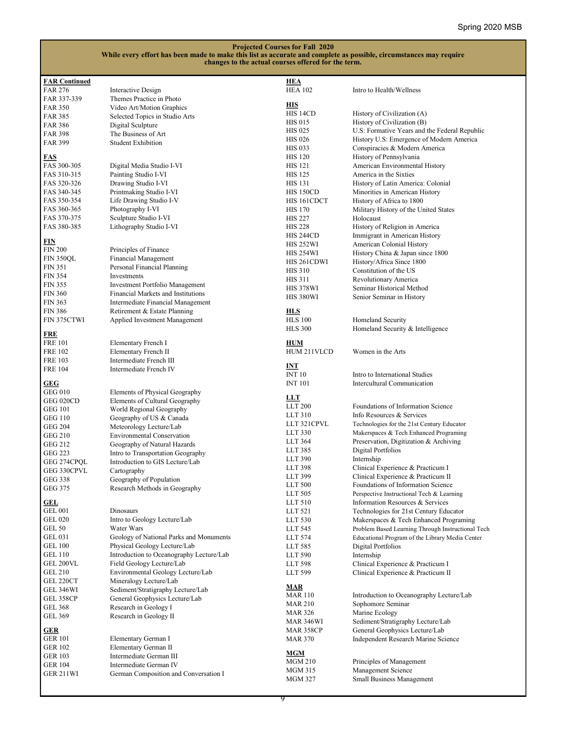**Projected Courses for Fall 2020**
**While every effort has been made to make this list as accurate and complete as possible, circumstances may require changes to the actual courses offered for the term.**

**FAR Continued**

| | |
|---|---|
| FAR 276 | Interactive Design |
| FAR 337-339 | Themes Practice in Photo |
| FAR 350 | Video Art/Motion Graphics |
| FAR 385 | Selected Topics in Studio Arts |
| FAR 386 | Digital Sculpture |
| FAR 398 | The Business of Art |
| FAR 399 | Student Exhibition |

**FAS**

| | |
|---|---|
| FAS 300-305 | Digital Media Studio I-VI |
| FAS 310-315 | Painting Studio I-VI |
| FAS 320-326 | Drawing Studio I-VI |
| FAS 340-345 | Printmaking Studio I-VI |
| FAS 350-354 | Life Drawing Studio I-V |
| FAS 360-365 | Photography I-VI |
| FAS 370-375 | Sculpture Studio I-VI |
| FAS 380-385 | Lithography Studio I-VI |

**FIN**

| | |
|---|---|
| FIN 200 | Principles of Finance |
| FIN 350QL | Financial Management |
| FIN 351 | Personal Financial Planning |
| FIN 354 | Investments |
| FIN 355 | Investment Portfolio Management |
| FIN 360 | Financial Markets and Institutions |
| FIN 363 | Intermediate Financial Management |
| FIN 386 | Retirement & Estate Planning |
| FIN 375CTWI | Applied Investment Management |

**FRE**

| | |
|---|---|
| FRE 101 | Elementary French I |
| FRE 102 | Elementary French II |
| FRE 103 | Intermediate French III |
| FRE 104 | Intermediate French IV |

**GEG**

| | |
|---|---|
| GEG 010 | Elements of Physical Geography |
| GEG 020CD | Elements of Cultural Geography |
| GEG 101 | World Regional Geography |
| GEG 110 | Geography of US & Canada |
| GEG 204 | Meteorology Lecture/Lab |
| GEG 210 | Environmental Conservation |
| GEG 212 | Geography of Natural Hazards |
| GEG 223 | Intro to Transportation Geography |
| GEG 274CPQL | Introduction to GIS Lecture/Lab |
| GEG 330CPVL | Cartography |
| GEG 338 | Geography of Population |
| GEG 375 | Research Methods in Geography |

**GEL**

| | |
|---|---|
| GEL 001 | Dinosaurs |
| GEL 020 | Intro to Geology Lecture/Lab |
| GEL 50 | Water Wars |
| GEL 031 | Geology of National Parks and Monuments |
| GEL 100 | Physical Geology Lecture/Lab |
| GEL 110 | Introduction to Oceanography Lecture/Lab |
| GEL 200VL | Field Geology Lecture/Lab |
| GEL 210 | Environmental Geology Lecture/Lab |
| GEL 220CT | Mineralogy Lecture/Lab |
| GEL 346WI | Sediment/Stratigraphy Lecture/Lab |
| GEL 358CP | General Geophysics Lecture/Lab |
| GEL 368 | Research in Geology I |
| GEL 369 | Research in Geology II |

**GER**

| | |
|---|---|
| GER 101 | Elementary German I |
| GER 102 | Elementary German II |
| GER 103 | Intermediate German III |
| GER 104 | Intermediate German IV |
| GER 211WI | German Composition and Conversation I |

**HEA**

| | |
|---|---|
| HEA 102 | Intro to Health/Wellness |

**HIS**

| | |
|---|---|
| HIS 14CD | History of Civilization (A) |
| HIS 015 | History of Civilization (B) |
| HIS 025 | U.S: Formative Years and the Federal Republic |
| HIS 026 | History U.S: Emergence of Modern America |
| HIS 033 | Conspiracies & Modern America |
| HIS 120 | History of Pennsylvania |
| HIS 121 | American Environmental History |
| HIS 125 | America in the Sixties |
| HIS 131 | History of Latin America: Colonial |
| HIS 150CD | Minorities in American History |
| HIS 161CDCT | History of Africa to 1800 |
| HIS 170 | Military History of the United States |
| HIS 227 | Holocaust |
| HIS 228 | History of Religion in America |
| HIS 244CD | Immigrant in American History |
| HIS 252WI | American Colonial History |
| HIS 254WI | History China & Japan since 1800 |
| HIS 261CDWI | History/Africa Since 1800 |
| HIS 310 | Constitution of the US |
| HIS 311 | Revolutionary America |
| HIS 378WI | Seminar Historical Method |
| HIS 380WI | Senior Seminar in History |

**HLS**

| | |
|---|---|
| HLS 100 | Homeland Security |
| HLS 300 | Homeland Security & Intelligence |

**HUM**

| | |
|---|---|
| HUM 211VLCD | Women in the Arts |

**INT**

| | |
|---|---|
| INT 10 | Intro to International Studies |
| INT 101 | Intercultural Communication |

**LLT**

| | |
|---|---|
| LLT 200 | Foundations of Information Science |
| LLT 310 | Info Resources & Services |
| LLT 321CPVL | Technologies for the 21st Century Educator |
| LLT 330 | Makerspaces & Tech Enhanced Programing |
| LLT 364 | Preservation, Digitization & Archiving |
| LLT 385 | Digital Portfolios |
| LLT 390 | Internship |
| LLT 398 | Clinical Experience & Practicum I |
| LLT 399 | Clinical Experience & Practicum II |
| LLT 500 | Foundations of Information Science |
| LLT 505 | Perspective Instructional Tech & Learning |
| LLT 510 | Information Resources & Services |
| LLT 521 | Technologies for 21st Century Educator |
| LLT 530 | Makerspaces & Tech Enhanced Programing |
| LLT 545 | Problem Based Learning Through Instructional Tech |
| LLT 574 | Educational Program of the Library Media Center |
| LLT 585 | Digital Portfolios |
| LLT 590 | Internship |
| LLT 598 | Clinical Experience & Practicum I |
| LLT 599 | Clinical Experience & Practicum II |

**MAR**

| | |
|---|---|
| MAR 110 | Introduction to Oceanography Lecture/Lab |
| MAR 210 | Sophomore Seminar |
| MAR 326 | Marine Ecology |
| MAR 346WI | Sediment/Stratigraphy Lecture/Lab |
| MAR 358CP | General Geophysics Lecture/Lab |
| MAR 370 | Independent Research Marine Science |

**MGM**

| | |
|---|---|
| MGM 210 | Principles of Management |
| MGM 315 | Management Science |
| MGM 327 | Small Business Management |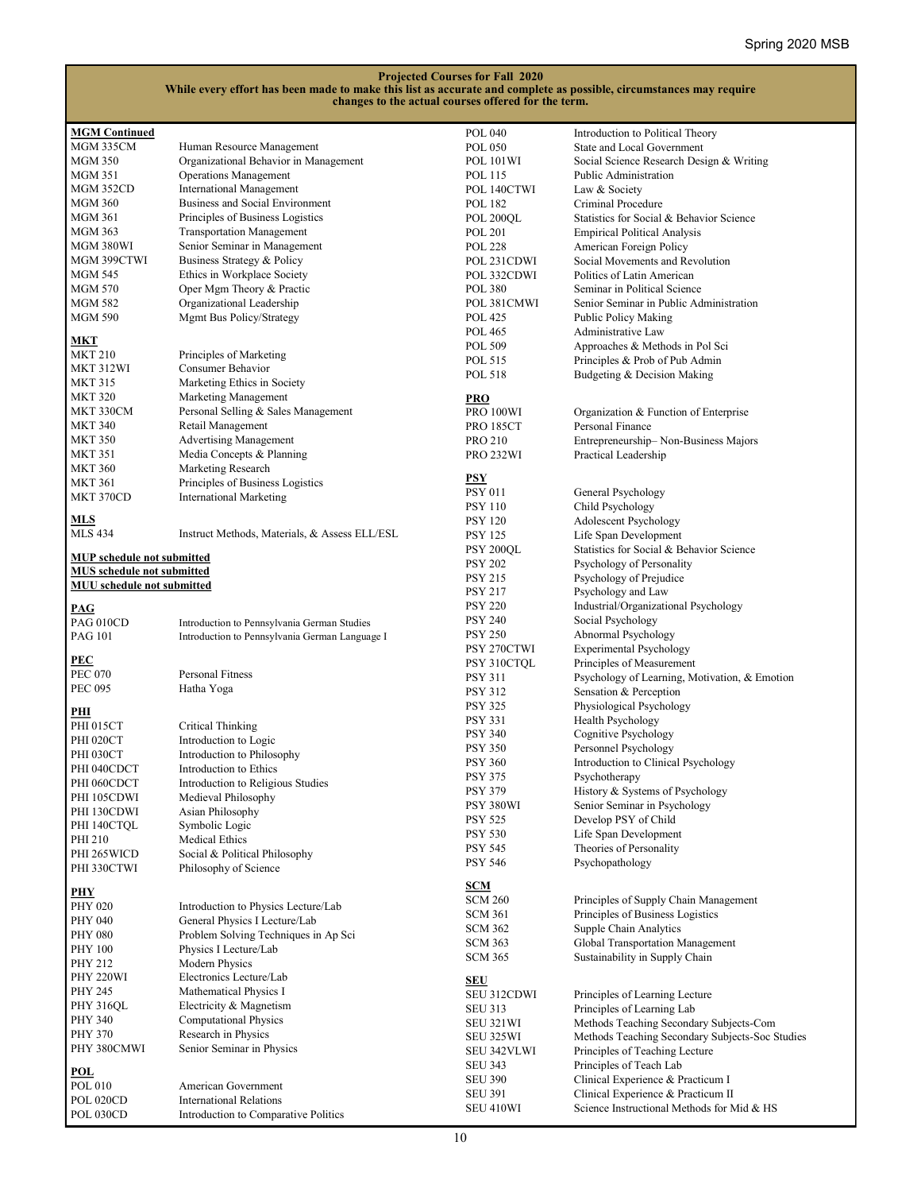**Projected Courses for Fall 2020**
**While every effort has been made to make this list as accurate and complete as possible, circumstances may require changes to the actual courses offered for the term.**

**MGM Continued**

| | |
|---|---|
| MGM 335CM | Human Resource Management |
| MGM 350 | Organizational Behavior in Management |
| MGM 351 | Operations Management |
| MGM 352CD | International Management |
| MGM 360 | Business and Social Environment |
| MGM 361 | Principles of Business Logistics |
| MGM 363 | Transportation Management |
| MGM 380WI | Senior Seminar in Management |
| MGM 399CTWI | Business Strategy & Policy |
| MGM 545 | Ethics in Workplace Society |
| MGM 570 | Oper Mgm Theory & Practic |
| MGM 582 | Organizational Leadership |
| MGM 590 | Mgmt Bus Policy/Strategy |

**MKT**

| | |
|---|---|
| MKT 210 | Principles of Marketing |
| MKT 312WI | Consumer Behavior |
| MKT 315 | Marketing Ethics in Society |
| MKT 320 | Marketing Management |
| MKT 330CM | Personal Selling & Sales Management |
| MKT 340 | Retail Management |
| MKT 350 | Advertising Management |
| MKT 351 | Media Concepts & Planning |
| MKT 360 | Marketing Research |
| MKT 361 | Principles of Business Logistics |
| MKT 370CD | International Marketing |

**MLS**

| | |
|---|---|
| MLS 434 | Instruct Methods, Materials, & Assess ELL/ESL |

**MUP schedule not submitted**
**MUS schedule not submitted**
**MUU schedule not submitted**

**PAG**

| | |
|---|---|
| PAG 010CD | Introduction to Pennsylvania German Studies |
| PAG 101 | Introduction to Pennsylvania German Language I |

**PEC**

| | |
|---|---|
| PEC 070 | Personal Fitness |
| PEC 095 | Hatha Yoga |

**PHI**

| | |
|---|---|
| PHI 015CT | Critical Thinking |
| PHI 020CT | Introduction to Logic |
| PHI 030CT | Introduction to Philosophy |
| PHI 040CDCT | Introduction to Ethics |
| PHI 060CDCT | Introduction to Religious Studies |
| PHI 105CDWI | Medieval Philosophy |
| PHI 130CDWI | Asian Philosophy |
| PHI 140CTQL | Symbolic Logic |
| PHI 210 | Medical Ethics |
| PHI 265WICD | Social & Political Philosophy |
| PHI 330CTWI | Philosophy of Science |

**PHY**

| | |
|---|---|
| PHY 020 | Introduction to Physics Lecture/Lab |
| PHY 040 | General Physics I Lecture/Lab |
| PHY 080 | Problem Solving Techniques in Ap Sci |
| PHY 100 | Physics I Lecture/Lab |
| PHY 212 | Modern Physics |
| PHY 220WI | Electronics Lecture/Lab |
| PHY 245 | Mathematical Physics I |
| PHY 316QL | Electricity & Magnetism |
| PHY 340 | Computational Physics |
| PHY 370 | Research in Physics |
| PHY 380CMWI | Senior Seminar in Physics |

**POL**

| | |
|---|---|
| POL 010 | American Government |
| POL 020CD | International Relations |
| POL 030CD | Introduction to Comparative Politics |
| POL 040 | Introduction to Political Theory |
| POL 050 | State and Local Government |
| POL 101WI | Social Science Research Design & Writing |
| POL 115 | Public Administration |
| POL 140CTWI | Law & Society |
| POL 182 | Criminal Procedure |
| POL 200QL | Statistics for Social & Behavior Science |
| POL 201 | Empirical Political Analysis |
| POL 228 | American Foreign Policy |
| POL 231CDWI | Social Movements and Revolution |
| POL 332CDWI | Politics of Latin American |
| POL 380 | Seminar in Political Science |
| POL 381CMWI | Senior Seminar in Public Administration |
| POL 425 | Public Policy Making |
| POL 465 | Administrative Law |
| POL 509 | Approaches & Methods in Pol Sci |
| POL 515 | Principles & Prob of Pub Admin |
| POL 518 | Budgeting & Decision Making |

**PRO**

| | |
|---|---|
| PRO 100WI | Organization & Function of Enterprise |
| PRO 185CT | Personal Finance |
| PRO 210 | Entrepreneurship– Non-Business Majors |
| PRO 232WI | Practical Leadership |

**PSY**

| | |
|---|---|
| PSY 011 | General Psychology |
| PSY 110 | Child Psychology |
| PSY 120 | Adolescent Psychology |
| PSY 125 | Life Span Development |
| PSY 200QL | Statistics for Social & Behavior Science |
| PSY 202 | Psychology of Personality |
| PSY 215 | Psychology of Prejudice |
| PSY 217 | Psychology and Law |
| PSY 220 | Industrial/Organizational Psychology |
| PSY 240 | Social Psychology |
| PSY 250 | Abnormal Psychology |
| PSY 270CTWI | Experimental Psychology |
| PSY 310CTQL | Principles of Measurement |
| PSY 311 | Psychology of Learning, Motivation, & Emotion |
| PSY 312 | Sensation & Perception |
| PSY 325 | Physiological Psychology |
| PSY 331 | Health Psychology |
| PSY 340 | Cognitive Psychology |
| PSY 350 | Personnel Psychology |
| PSY 360 | Introduction to Clinical Psychology |
| PSY 375 | Psychotherapy |
| PSY 379 | History & Systems of Psychology |
| PSY 380WI | Senior Seminar in Psychology |
| PSY 525 | Develop PSY of Child |
| PSY 530 | Life Span Development |
| PSY 545 | Theories of Personality |
| PSY 546 | Psychopathology |

**SCM**

| | |
|---|---|
| SCM 260 | Principles of Supply Chain Management |
| SCM 361 | Principles of Business Logistics |
| SCM 362 | Supple Chain Analytics |
| SCM 363 | Global Transportation Management |
| SCM 365 | Sustainability in Supply Chain |

**SEU**

| | |
|---|---|
| SEU 312CDWI | Principles of Learning Lecture |
| SEU 313 | Principles of Learning Lab |
| SEU 321WI | Methods Teaching Secondary Subjects-Com |
| SEU 325WI | Methods Teaching Secondary Subjects-Soc Studies |
| SEU 342VLWI | Principles of Teaching Lecture |
| SEU 343 | Principles of Teach Lab |
| SEU 390 | Clinical Experience & Practicum I |
| SEU 391 | Clinical Experience & Practicum II |
| SEU 410WI | Science Instructional Methods for Mid & HS |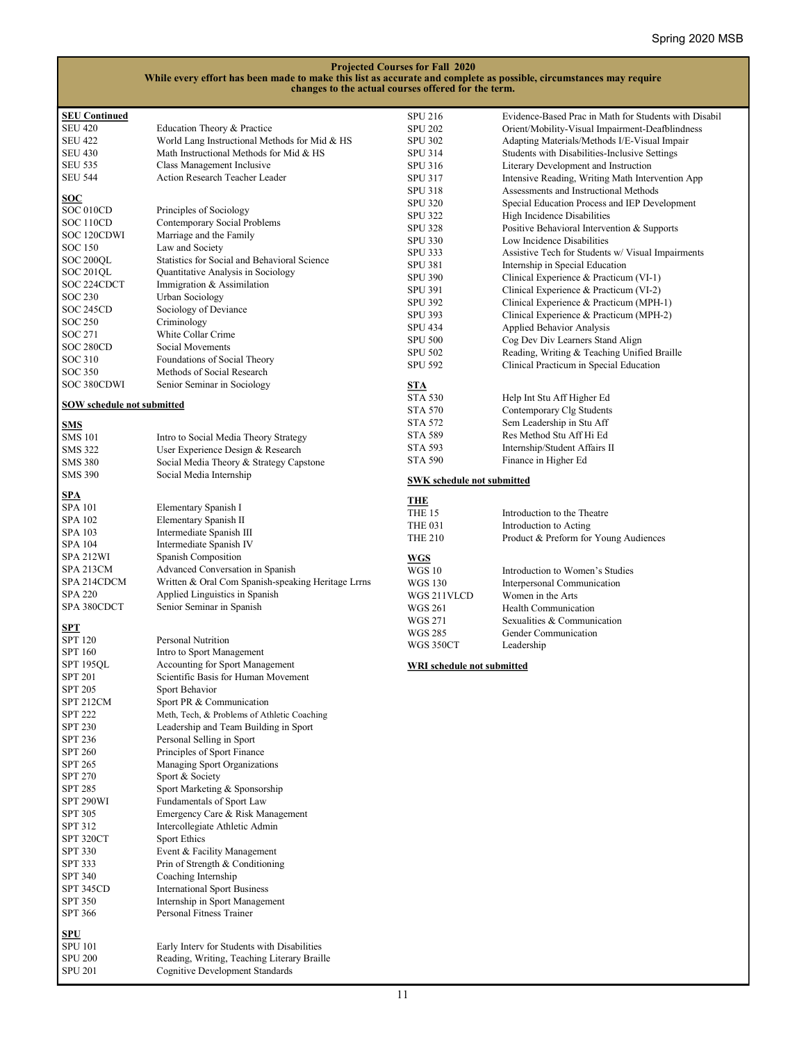**Projected Courses for Fall 2020**
**While every effort has been made to make this list as accurate and complete as possible, circumstances may require changes to the actual courses offered for the term.**

**SEU Continued**

| | |
|---|---|
| SEU 420 | Education Theory & Practice |
| SEU 422 | World Lang Instructional Methods for Mid & HS |
| SEU 430 | Math Instructional Methods for Mid & HS |
| SEU 535 | Class Management Inclusive |
| SEU 544 | Action Research Teacher Leader |

**SOC**

| | |
|---|---|
| SOC 010CD | Principles of Sociology |
| SOC 110CD | Contemporary Social Problems |
| SOC 120CDWI | Marriage and the Family |
| SOC 150 | Law and Society |
| SOC 200QL | Statistics for Social and Behavioral Science |
| SOC 201QL | Quantitative Analysis in Sociology |
| SOC 224CDCT | Immigration & Assimilation |
| SOC 230 | Urban Sociology |
| SOC 245CD | Sociology of Deviance |
| SOC 250 | Criminology |
| SOC 271 | White Collar Crime |
| SOC 280CD | Social Movements |
| SOC 310 | Foundations of Social Theory |
| SOC 350 | Methods of Social Research |
| SOC 380CDWI | Senior Seminar in Sociology |

**SOW schedule not submitted**

**SMS**

| | |
|---|---|
| SMS 101 | Intro to Social Media Theory Strategy |
| SMS 322 | User Experience Design & Research |
| SMS 380 | Social Media Theory & Strategy Capstone |
| SMS 390 | Social Media Internship |

**SPA**

| | |
|---|---|
| SPA 101 | Elementary Spanish I |
| SPA 102 | Elementary Spanish II |
| SPA 103 | Intermediate Spanish III |
| SPA 104 | Intermediate Spanish IV |
| SPA 212WI | Spanish Composition |
| SPA 213CM | Advanced Conversation in Spanish |
| SPA 214CDCM | Written & Oral Com Spanish-speaking Heritage Lrrns |
| SPA 220 | Applied Linguistics in Spanish |
| SPA 380CDCT | Senior Seminar in Spanish |

**SPT**

| | |
|---|---|
| SPT 120 | Personal Nutrition |
| SPT 160 | Intro to Sport Management |
| SPT 195QL | Accounting for Sport Management |
| SPT 201 | Scientific Basis for Human Movement |
| SPT 205 | Sport Behavior |
| SPT 212CM | Sport PR & Communication |
| SPT 222 | Meth, Tech, & Problems of Athletic Coaching |
| SPT 230 | Leadership and Team Building in Sport |
| SPT 236 | Personal Selling in Sport |
| SPT 260 | Principles of Sport Finance |
| SPT 265 | Managing Sport Organizations |
| SPT 270 | Sport & Society |
| SPT 285 | Sport Marketing & Sponsorship |
| SPT 290WI | Fundamentals of Sport Law |
| SPT 305 | Emergency Care & Risk Management |
| SPT 312 | Intercollegiate Athletic Admin |
| SPT 320CT | Sport Ethics |
| SPT 330 | Event & Facility Management |
| SPT 333 | Prin of Strength & Conditioning |
| SPT 340 | Coaching Internship |
| SPT 345CD | International Sport Business |
| SPT 350 | Internship in Sport Management |
| SPT 366 | Personal Fitness Trainer |

**SPU**

| | |
|---|---|
| SPU 101 | Early Interv for Students with Disabilities |
| SPU 200 | Reading, Writing, Teaching Literary Braille |
| SPU 201 | Cognitive Development Standards |
| SPU 216 | Evidence-Based Prac in Math for Students with Disabil |
| SPU 202 | Orient/Mobility-Visual Impairment-Deafblindness |
| SPU 302 | Adapting Materials/Methods I/E-Visual Impair |
| SPU 314 | Students with Disabilities-Inclusive Settings |
| SPU 316 | Literary Development and Instruction |
| SPU 317 | Intensive Reading, Writing Math Intervention App |
| SPU 318 | Assessments and Instructional Methods |
| SPU 320 | Special Education Process and IEP Development |
| SPU 322 | High Incidence Disabilities |
| SPU 328 | Positive Behavioral Intervention & Supports |
| SPU 330 | Low Incidence Disabilities |
| SPU 333 | Assistive Tech for Students w/ Visual Impairments |
| SPU 381 | Internship in Special Education |
| SPU 390 | Clinical Experience & Practicum (VI-1) |
| SPU 391 | Clinical Experience & Practicum (VI-2) |
| SPU 392 | Clinical Experience & Practicum (MPH-1) |
| SPU 393 | Clinical Experience & Practicum (MPH-2) |
| SPU 434 | Applied Behavior Analysis |
| SPU 500 | Cog Dev Div Learners Stand Align |
| SPU 502 | Reading, Writing & Teaching Unified Braille |
| SPU 592 | Clinical Practicum in Special Education |

**STA**

| | |
|---|---|
| STA 530 | Help Int Stu Aff Higher Ed |
| STA 570 | Contemporary Clg Students |
| STA 572 | Sem Leadership in Stu Aff |
| STA 589 | Res Method Stu Aff Hi Ed |
| STA 593 | Internship/Student Affairs II |
| STA 590 | Finance in Higher Ed |

**SWK schedule not submitted**

**THE**

| | |
|---|---|
| THE 15 | Introduction to the Theatre |
| THE 031 | Introduction to Acting |
| THE 210 | Product & Preform for Young Audiences |

**WGS**

| | |
|---|---|
| WGS 10 | Introduction to Women's Studies |
| WGS 130 | Interpersonal Communication |
| WGS 211VLCD | Women in the Arts |
| WGS 261 | Health Communication |
| WGS 271 | Sexualities & Communication |
| WGS 285 | Gender Communication |
| WGS 350CT | Leadership |

**WRI schedule not submitted**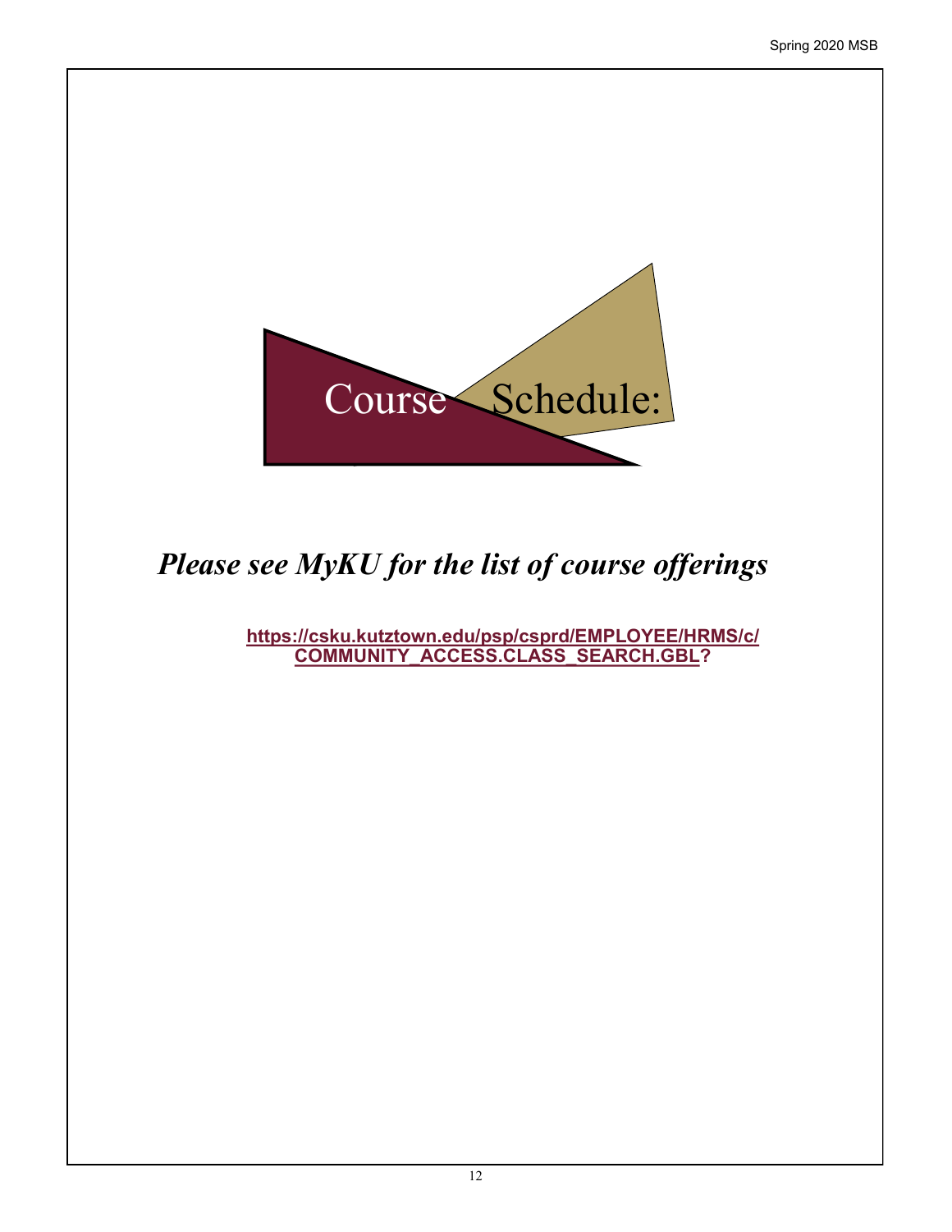# Course Schedule:

***Please see MyKU for the list of course offerings***

**https://csku.kutztown.edu/psp/csprd/EMPLOYEE/HRMS/c/COMMUNITY_ACCESS.CLASS_SEARCH.GBL?**